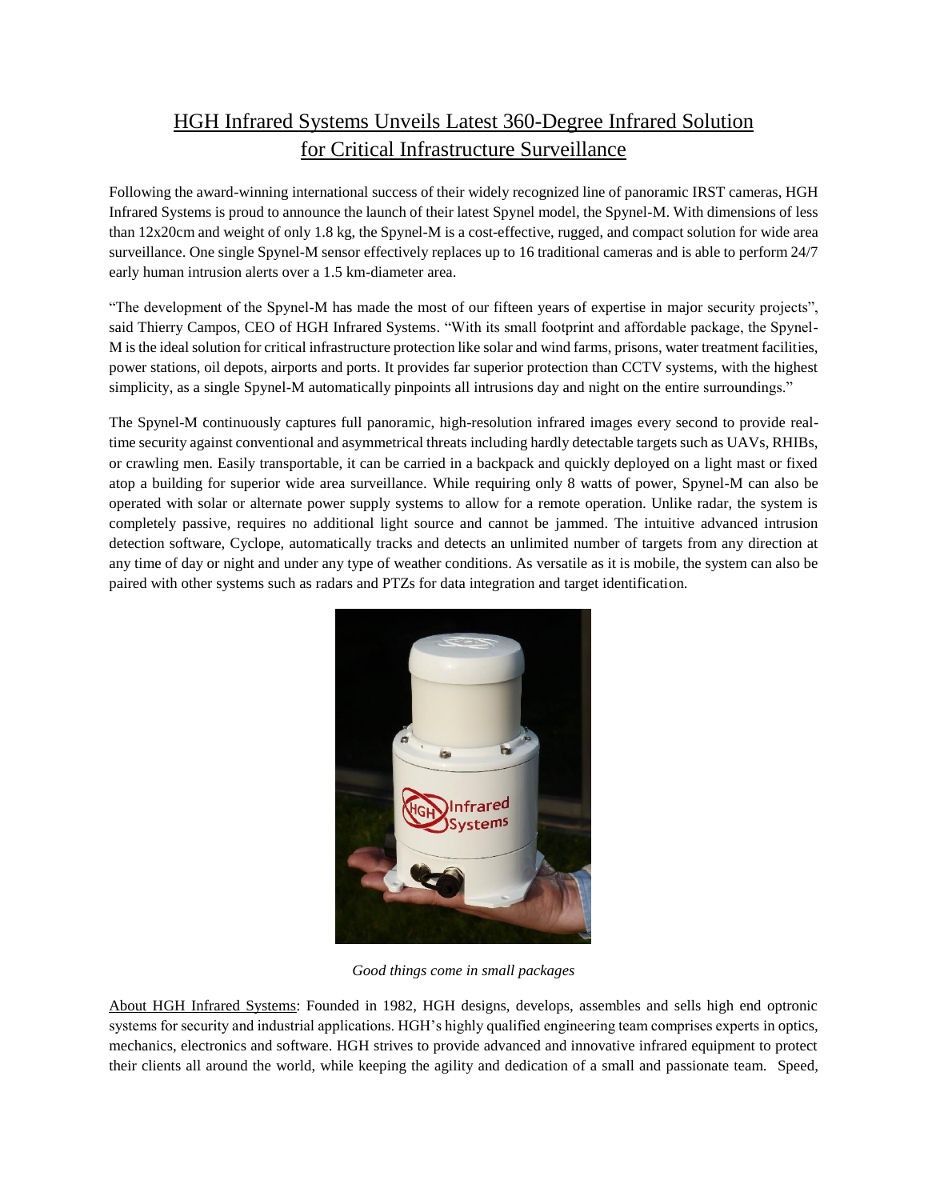# HGH Infrared Systems Unveils Latest 360-Degree Infrared Solution for Critical Infrastructure Surveillance

Following the award-winning international success of their widely recognized line of panoramic IRST cameras, HGH Infrared Systems is proud to announce the launch of their latest Spynel model, the Spynel-M. With dimensions of less than 12x20cm and weight of only 1.8 kg, the Spynel-M is a cost-effective, rugged, and compact solution for wide area surveillance. One single Spynel-M sensor effectively replaces up to 16 traditional cameras and is able to perform 24/7 early human intrusion alerts over a 1.5 km-diameter area.

"The development of the Spynel-M has made the most of our fifteen years of expertise in major security projects", said Thierry Campos, CEO of HGH Infrared Systems. "With its small footprint and affordable package, the Spynel-M is the ideal solution for critical infrastructure protection like solar and wind farms, prisons, water treatment facilities, power stations, oil depots, airports and ports. It provides far superior protection than CCTV systems, with the highest simplicity, as a single Spynel-M automatically pinpoints all intrusions day and night on the entire surroundings."

The Spynel-M continuously captures full panoramic, high-resolution infrared images every second to provide real-time security against conventional and asymmetrical threats including hardly detectable targets such as UAVs, RHIBs, or crawling men. Easily transportable, it can be carried in a backpack and quickly deployed on a light mast or fixed atop a building for superior wide area surveillance. While requiring only 8 watts of power, Spynel-M can also be operated with solar or alternate power supply systems to allow for a remote operation. Unlike radar, the system is completely passive, requires no additional light source and cannot be jammed. The intuitive advanced intrusion detection software, Cyclope, automatically tracks and detects an unlimited number of targets from any direction at any time of day or night and under any type of weather conditions. As versatile as it is mobile, the system can also be paired with other systems such as radars and PTZs for data integration and target identification.

*Good things come in small packages*

About HGH Infrared Systems: Founded in 1982, HGH designs, develops, assembles and sells high end optronic systems for security and industrial applications. HGH's highly qualified engineering team comprises experts in optics, mechanics, electronics and software. HGH strives to provide advanced and innovative infrared equipment to protect their clients all around the world, while keeping the agility and dedication of a small and passionate team. Speed,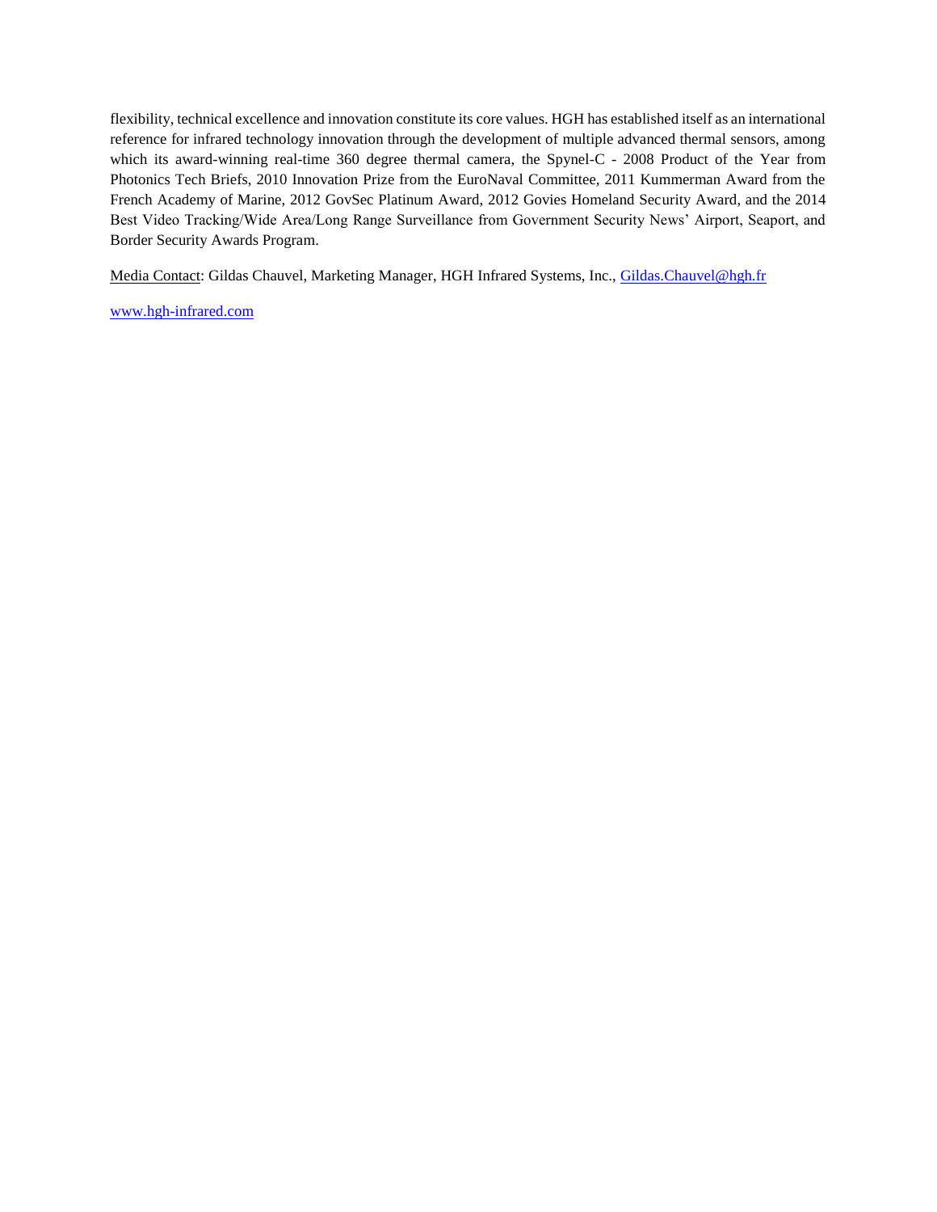flexibility, technical excellence and innovation constitute its core values. HGH has established itself as an international reference for infrared technology innovation through the development of multiple advanced thermal sensors, among which its award-winning real-time 360 degree thermal camera, the Spynel-C - 2008 Product of the Year from Photonics Tech Briefs, 2010 Innovation Prize from the EuroNaval Committee, 2011 Kummerman Award from the French Academy of Marine, 2012 GovSec Platinum Award, 2012 Govies Homeland Security Award, and the 2014 Best Video Tracking/Wide Area/Long Range Surveillance from Government Security News' Airport, Seaport, and Border Security Awards Program.

Media Contact: Gildas Chauvel, Marketing Manager, HGH Infrared Systems, Inc., Gildas.Chauvel@hgh.fr

www.hgh-infrared.com